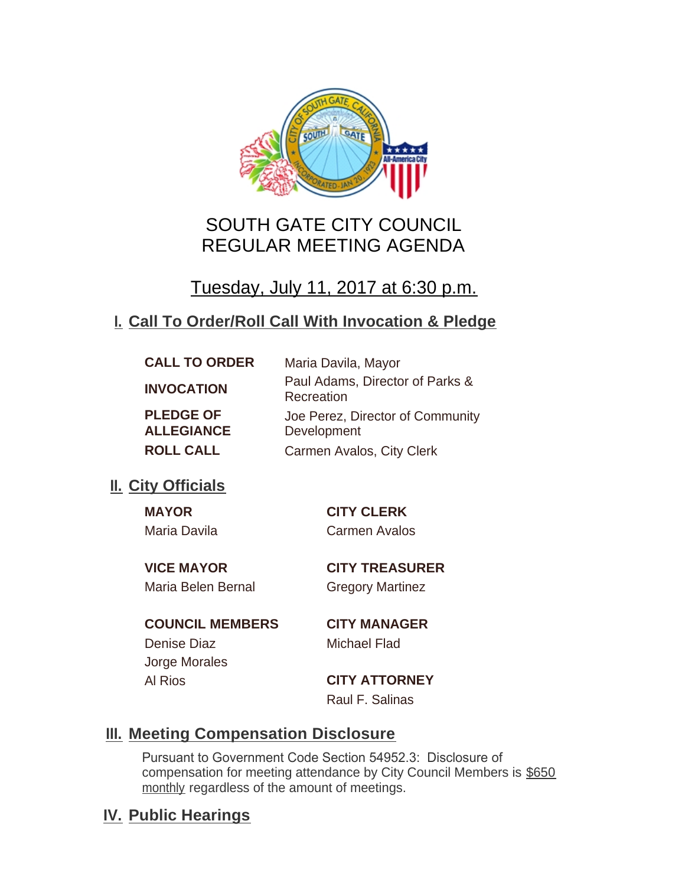# SOUTH GATE CITY COUNCIL
# REGULAR MEETING AGENDA

## Tuesday, July 11, 2017 at 6:30 p.m.

## I. Call To Order/Roll Call With Invocation & Pledge

| | |
|---|---|
| **CALL TO ORDER** | Maria Davila, Mayor |
| **INVOCATION** | Paul Adams, Director of Parks & Recreation |
| **PLEDGE OF ALLEGIANCE** | Joe Perez, Director of Community Development |
| **ROLL CALL** | Carmen Avalos, City Clerk |

## II. City Officials

**MAYOR**
Maria Davila

**VICE MAYOR**
Maria Belen Bernal

**COUNCIL MEMBERS**
Denise Diaz
Jorge Morales
Al Rios

**CITY CLERK**
Carmen Avalos

**CITY TREASURER**
Gregory Martinez

**CITY MANAGER**
Michael Flad

**CITY ATTORNEY**
Raul F. Salinas

## III. Meeting Compensation Disclosure

Pursuant to Government Code Section 54952.3: Disclosure of compensation for meeting attendance by City Council Members is $650 monthly regardless of the amount of meetings.

## IV. Public Hearings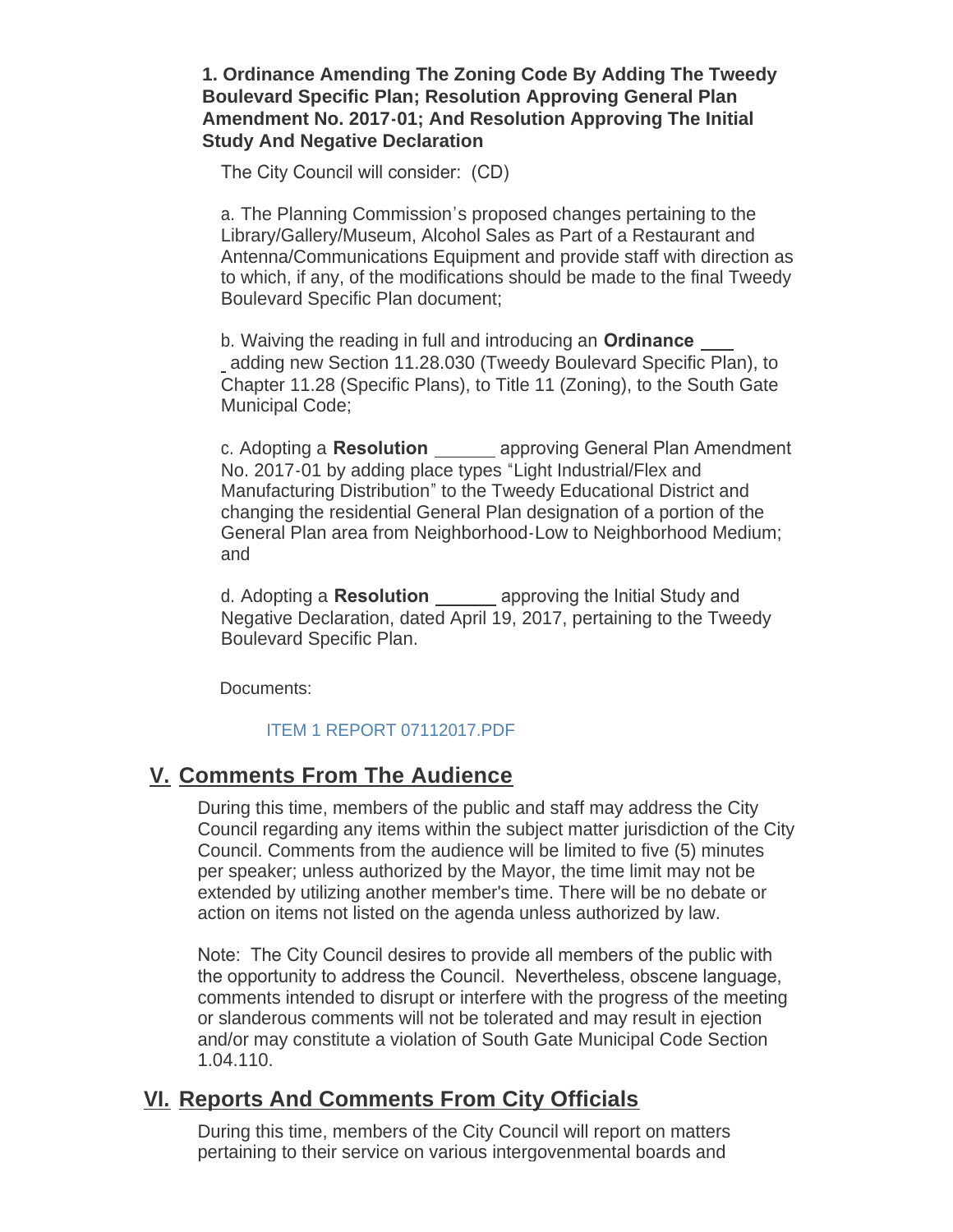**1. Ordinance Amending The Zoning Code By Adding The Tweedy Boulevard Specific Plan; Resolution Approving General Plan Amendment No. 2017-01; And Resolution Approving The Initial Study And Negative Declaration**

The City Council will consider: (CD)

a. The Planning Commission's proposed changes pertaining to the Library/Gallery/Museum, Alcohol Sales as Part of a Restaurant and Antenna/Communications Equipment and provide staff with direction as to which, if any, of the modifications should be made to the final Tweedy Boulevard Specific Plan document;

b. Waiving the reading in full and introducing an **Ordinance** ____ adding new Section 11.28.030 (Tweedy Boulevard Specific Plan), to Chapter 11.28 (Specific Plans), to Title 11 (Zoning), to the South Gate Municipal Code;

c. Adopting a **Resolution** ______ approving General Plan Amendment No. 2017-01 by adding place types "Light Industrial/Flex and Manufacturing Distribution" to the Tweedy Educational District and changing the residential General Plan designation of a portion of the General Plan area from Neighborhood-Low to Neighborhood Medium; and

d. Adopting a **Resolution** ______ approving the Initial Study and Negative Declaration, dated April 19, 2017, pertaining to the Tweedy Boulevard Specific Plan.

Documents:

ITEM 1 REPORT 07112017.PDF

## V. Comments From The Audience

During this time, members of the public and staff may address the City Council regarding any items within the subject matter jurisdiction of the City Council. Comments from the audience will be limited to five (5) minutes per speaker; unless authorized by the Mayor, the time limit may not be extended by utilizing another member's time. There will be no debate or action on items not listed on the agenda unless authorized by law.

Note: The City Council desires to provide all members of the public with the opportunity to address the Council. Nevertheless, obscene language, comments intended to disrupt or interfere with the progress of the meeting or slanderous comments will not be tolerated and may result in ejection and/or may constitute a violation of South Gate Municipal Code Section 1.04.110.

## VI. Reports And Comments From City Officials

During this time, members of the City Council will report on matters pertaining to their service on various intergovenmental boards and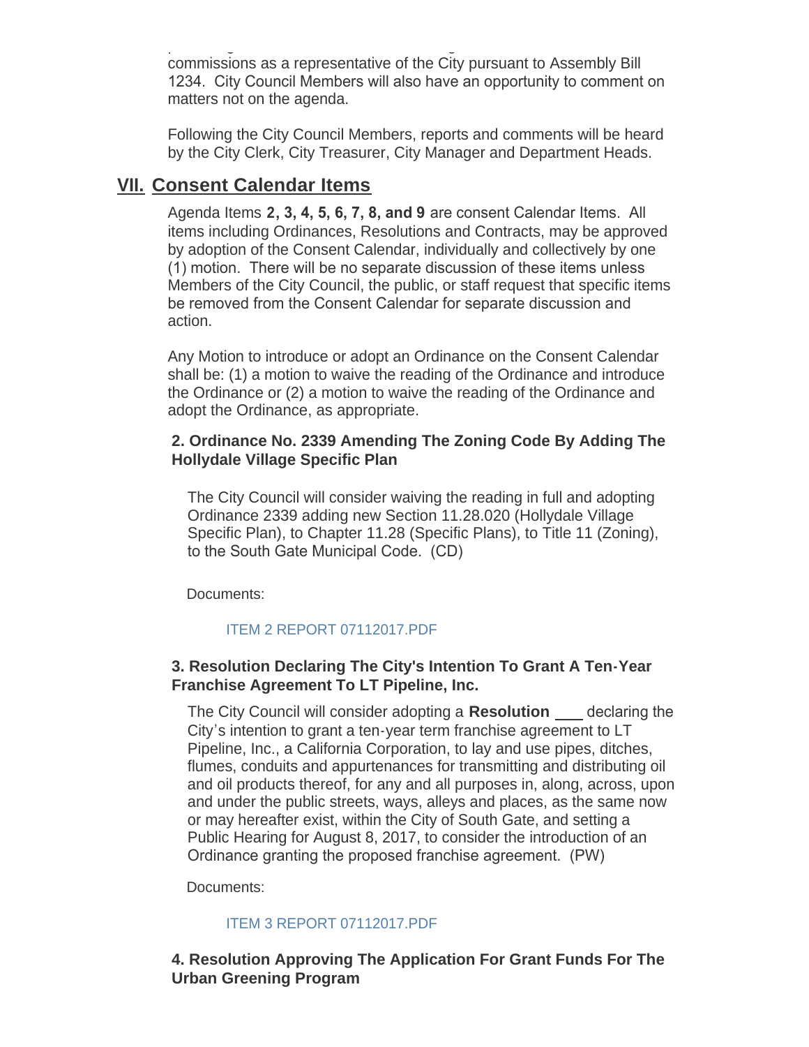commissions as a representative of the City pursuant to Assembly Bill 1234. City Council Members will also have an opportunity to comment on matters not on the agenda.

Following the City Council Members, reports and comments will be heard by the City Clerk, City Treasurer, City Manager and Department Heads.

## VII. Consent Calendar Items

Agenda Items **2, 3, 4, 5, 6, 7, 8, and 9** are consent Calendar Items. All items including Ordinances, Resolutions and Contracts, may be approved by adoption of the Consent Calendar, individually and collectively by one (1) motion. There will be no separate discussion of these items unless Members of the City Council, the public, or staff request that specific items be removed from the Consent Calendar for separate discussion and action.

Any Motion to introduce or adopt an Ordinance on the Consent Calendar shall be: (1) a motion to waive the reading of the Ordinance and introduce the Ordinance or (2) a motion to waive the reading of the Ordinance and adopt the Ordinance, as appropriate.

### 2. Ordinance No. 2339 Amending The Zoning Code By Adding The Hollydale Village Specific Plan

The City Council will consider waiving the reading in full and adopting Ordinance 2339 adding new Section 11.28.020 (Hollydale Village Specific Plan), to Chapter 11.28 (Specific Plans), to Title 11 (Zoning), to the South Gate Municipal Code. (CD)

Documents:

ITEM 2 REPORT 07112017.PDF

### 3. Resolution Declaring The City's Intention To Grant A Ten-Year Franchise Agreement To LT Pipeline, Inc.

The City Council will consider adopting a **Resolution** ___ declaring the City's intention to grant a ten-year term franchise agreement to LT Pipeline, Inc., a California Corporation, to lay and use pipes, ditches, flumes, conduits and appurtenances for transmitting and distributing oil and oil products thereof, for any and all purposes in, along, across, upon and under the public streets, ways, alleys and places, as the same now or may hereafter exist, within the City of South Gate, and setting a Public Hearing for August 8, 2017, to consider the introduction of an Ordinance granting the proposed franchise agreement. (PW)

Documents:

ITEM 3 REPORT 07112017.PDF

### 4. Resolution Approving The Application For Grant Funds For The Urban Greening Program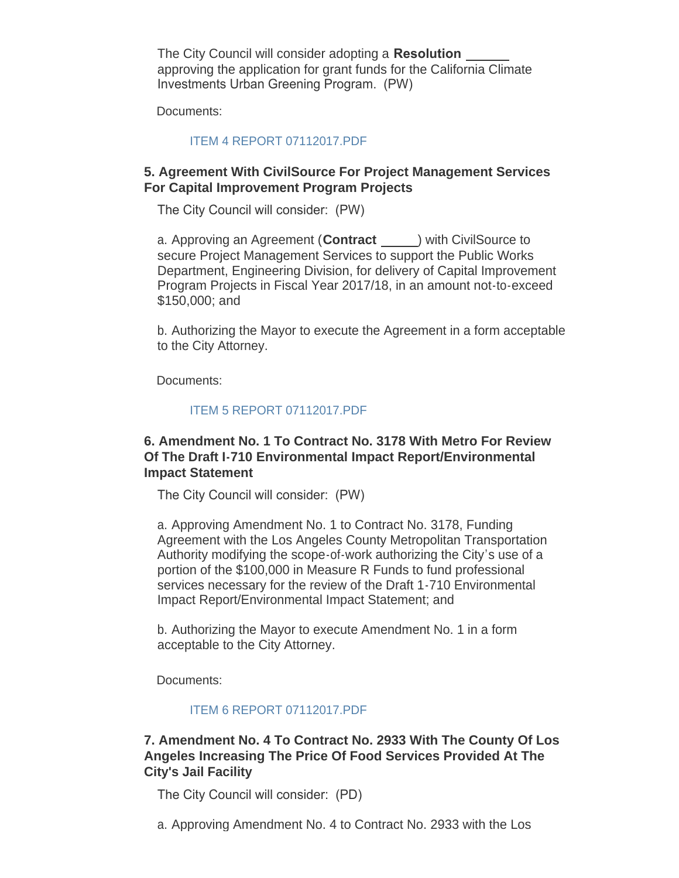The City Council will consider adopting a **Resolution ______** approving the application for grant funds for the California Climate Investments Urban Greening Program. (PW)

Documents:

ITEM 4 REPORT 07112017.PDF

### 5. Agreement With CivilSource For Project Management Services For Capital Improvement Program Projects

The City Council will consider: (PW)

a. Approving an Agreement (**Contract _____**) with CivilSource to secure Project Management Services to support the Public Works Department, Engineering Division, for delivery of Capital Improvement Program Projects in Fiscal Year 2017/18, in an amount not-to-exceed $150,000; and

b. Authorizing the Mayor to execute the Agreement in a form acceptable to the City Attorney.

Documents:

ITEM 5 REPORT 07112017.PDF

### 6. Amendment No. 1 To Contract No. 3178 With Metro For Review Of The Draft I-710 Environmental Impact Report/Environmental Impact Statement

The City Council will consider: (PW)

a. Approving Amendment No. 1 to Contract No. 3178, Funding Agreement with the Los Angeles County Metropolitan Transportation Authority modifying the scope-of-work authorizing the City's use of a portion of the $100,000 in Measure R Funds to fund professional services necessary for the review of the Draft 1-710 Environmental Impact Report/Environmental Impact Statement; and

b. Authorizing the Mayor to execute Amendment No. 1 in a form acceptable to the City Attorney.

Documents:

ITEM 6 REPORT 07112017.PDF

### 7. Amendment No. 4 To Contract No. 2933 With The County Of Los Angeles Increasing The Price Of Food Services Provided At The City's Jail Facility

The City Council will consider: (PD)

a. Approving Amendment No. 4 to Contract No. 2933 with the Los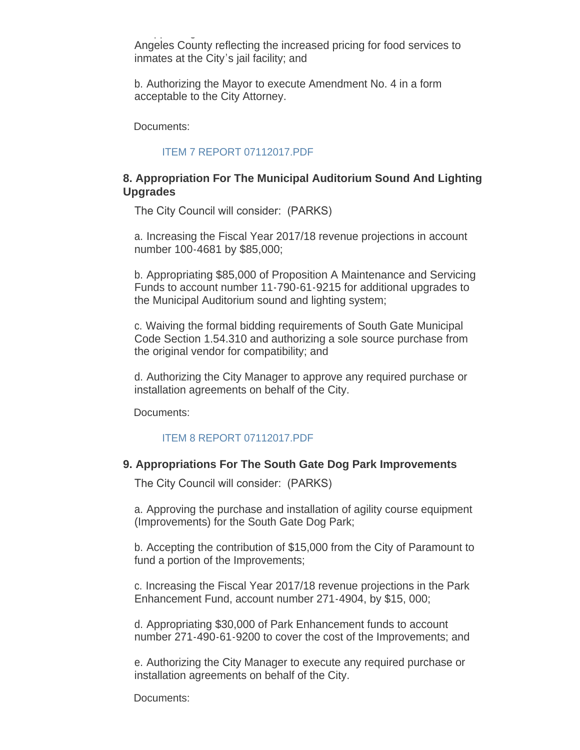Angeles County reflecting the increased pricing for food services to inmates at the City's jail facility; and

b. Authorizing the Mayor to execute Amendment No. 4 in a form acceptable to the City Attorney.

Documents:

ITEM 7 REPORT 07112017.PDF

**8. Appropriation For The Municipal Auditorium Sound And Lighting Upgrades**

The City Council will consider: (PARKS)

a. Increasing the Fiscal Year 2017/18 revenue projections in account number 100-4681 by $85,000;

b. Appropriating $85,000 of Proposition A Maintenance and Servicing Funds to account number 11-790-61-9215 for additional upgrades to the Municipal Auditorium sound and lighting system;

c. Waiving the formal bidding requirements of South Gate Municipal Code Section 1.54.310 and authorizing a sole source purchase from the original vendor for compatibility; and

d. Authorizing the City Manager to approve any required purchase or installation agreements on behalf of the City.

Documents:

ITEM 8 REPORT 07112017.PDF

**9. Appropriations For The South Gate Dog Park Improvements**

The City Council will consider: (PARKS)

a. Approving the purchase and installation of agility course equipment (Improvements) for the South Gate Dog Park;

b. Accepting the contribution of $15,000 from the City of Paramount to fund a portion of the Improvements;

c. Increasing the Fiscal Year 2017/18 revenue projections in the Park Enhancement Fund, account number 271-4904, by $15, 000;

d. Appropriating $30,000 of Park Enhancement funds to account number 271-490-61-9200 to cover the cost of the Improvements; and

e. Authorizing the City Manager to execute any required purchase or installation agreements on behalf of the City.

Documents: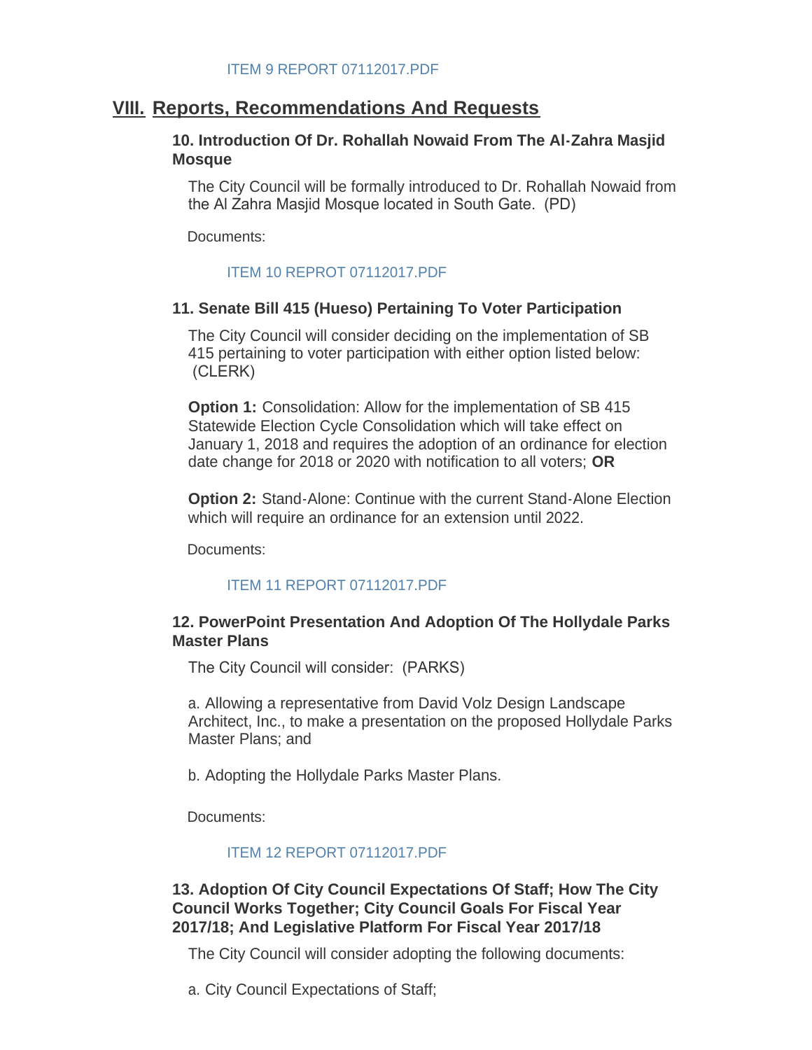ITEM 9 REPORT 07112017.PDF

## VIII. Reports, Recommendations And Requests

### 10. Introduction Of Dr. Rohallah Nowaid From The Al-Zahra Masjid Mosque

The City Council will be formally introduced to Dr. Rohallah Nowaid from the Al Zahra Masjid Mosque located in South Gate. (PD)

Documents:

ITEM 10 REPROT 07112017.PDF

### 11. Senate Bill 415 (Hueso) Pertaining To Voter Participation

The City Council will consider deciding on the implementation of SB 415 pertaining to voter participation with either option listed below: (CLERK)

**Option 1:** Consolidation: Allow for the implementation of SB 415 Statewide Election Cycle Consolidation which will take effect on January 1, 2018 and requires the adoption of an ordinance for election date change for 2018 or 2020 with notification to all voters; **OR**

**Option 2:** Stand-Alone: Continue with the current Stand-Alone Election which will require an ordinance for an extension until 2022.

Documents:

ITEM 11 REPORT 07112017.PDF

### 12. PowerPoint Presentation And Adoption Of The Hollydale Parks Master Plans

The City Council will consider: (PARKS)

a. Allowing a representative from David Volz Design Landscape Architect, Inc., to make a presentation on the proposed Hollydale Parks Master Plans; and

b. Adopting the Hollydale Parks Master Plans.

Documents:

ITEM 12 REPORT 07112017.PDF

### 13. Adoption Of City Council Expectations Of Staff; How The City Council Works Together; City Council Goals For Fiscal Year 2017/18; And Legislative Platform For Fiscal Year 2017/18

The City Council will consider adopting the following documents:

a. City Council Expectations of Staff;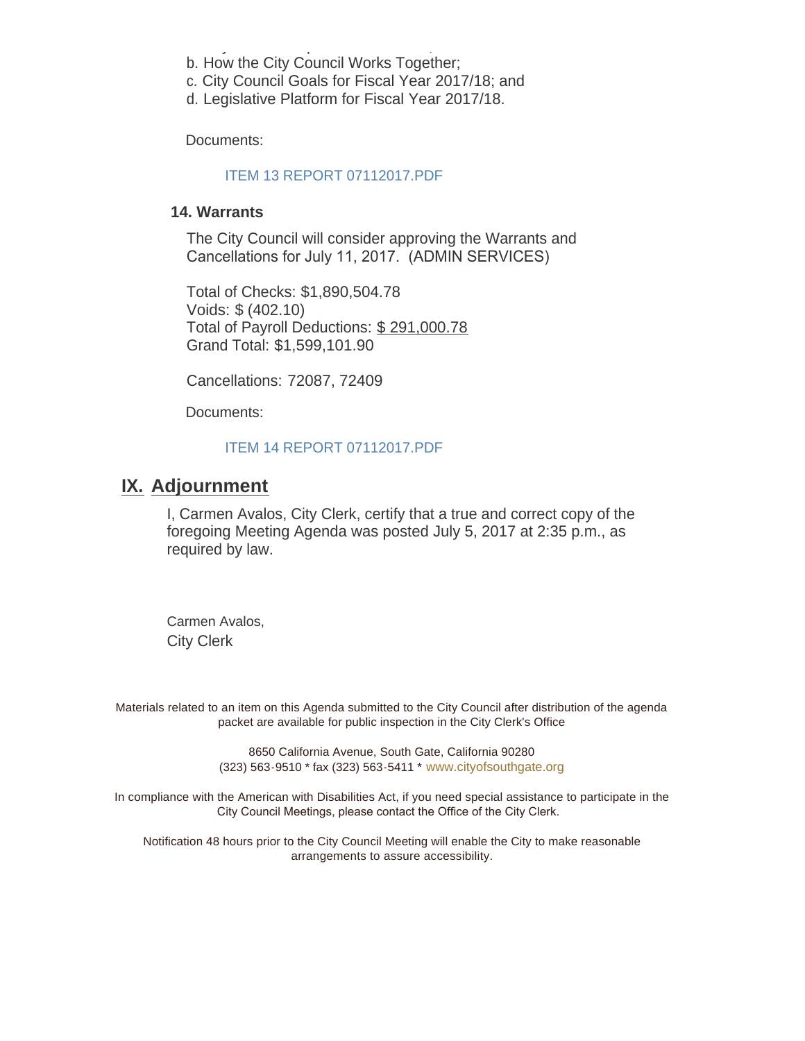b. How the City Council Works Together;
c. City Council Goals for Fiscal Year 2017/18; and
d. Legislative Platform for Fiscal Year 2017/18.

Documents:

ITEM 13 REPORT 07112017.PDF

**14. Warrants**

The City Council will consider approving the Warrants and Cancellations for July 11, 2017. (ADMIN SERVICES)

Total of Checks: $1,890,504.78
Voids: $ (402.10)
Total of Payroll Deductions: $ 291,000.78
Grand Total: $1,599,101.90

Cancellations: 72087, 72409

Documents:

ITEM 14 REPORT 07112017.PDF

## IX. Adjournment

I, Carmen Avalos, City Clerk, certify that a true and correct copy of the foregoing Meeting Agenda was posted July 5, 2017 at 2:35 p.m., as required by law.

Carmen Avalos,
City Clerk

Materials related to an item on this Agenda submitted to the City Council after distribution of the agenda packet are available for public inspection in the City Clerk's Office

8650 California Avenue, South Gate, California 90280
(323) 563-9510 * fax (323) 563-5411 * www.cityofsouthgate.org

In compliance with the American with Disabilities Act, if you need special assistance to participate in the City Council Meetings, please contact the Office of the City Clerk.

Notification 48 hours prior to the City Council Meeting will enable the City to make reasonable arrangements to assure accessibility.